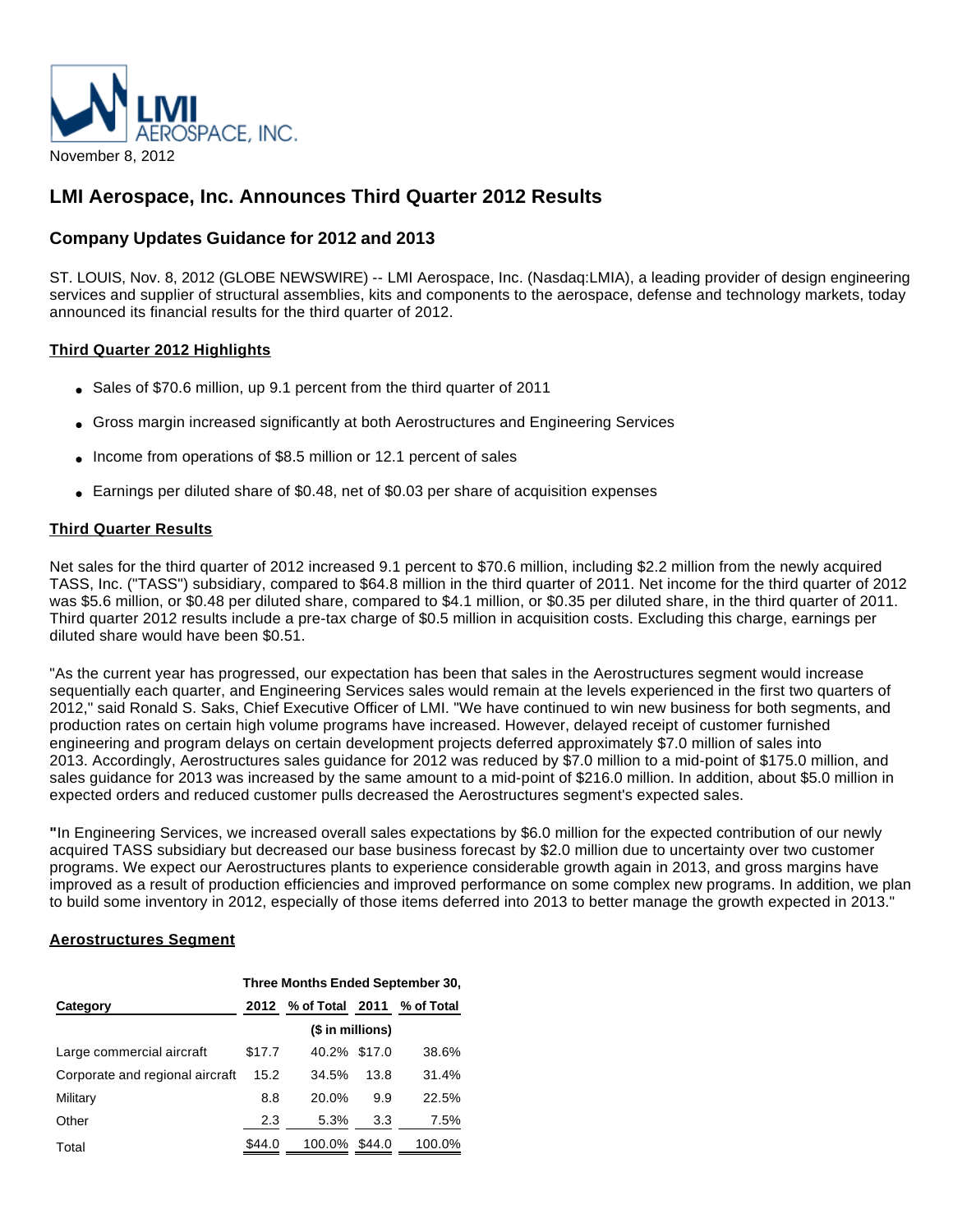LMI AEROSPACE, INC.

November 8, 2012

# LMI Aerospace, Inc. Announces Third Quarter 2012 Results

## Company Updates Guidance for 2012 and 2013

ST. LOUIS, Nov. 8, 2012 (GLOBE NEWSWIRE) -- LMI Aerospace, Inc. (Nasdaq:LMIA), a leading provider of design engineering services and supplier of structural assemblies, kits and components to the aerospace, defense and technology markets, today announced its financial results for the third quarter of 2012.

### Third Quarter 2012 Highlights

- Sales of $70.6 million, up 9.1 percent from the third quarter of 2011
- Gross margin increased significantly at both Aerostructures and Engineering Services
- Income from operations of $8.5 million or 12.1 percent of sales
- Earnings per diluted share of $0.48, net of $0.03 per share of acquisition expenses

### Third Quarter Results

Net sales for the third quarter of 2012 increased 9.1 percent to $70.6 million, including $2.2 million from the newly acquired TASS, Inc. ("TASS") subsidiary, compared to $64.8 million in the third quarter of 2011. Net income for the third quarter of 2012 was $5.6 million, or $0.48 per diluted share, compared to $4.1 million, or $0.35 per diluted share, in the third quarter of 2011. Third quarter 2012 results include a pre-tax charge of $0.5 million in acquisition costs. Excluding this charge, earnings per diluted share would have been $0.51.

"As the current year has progressed, our expectation has been that sales in the Aerostructures segment would increase sequentially each quarter, and Engineering Services sales would remain at the levels experienced in the first two quarters of 2012," said Ronald S. Saks, Chief Executive Officer of LMI. "We have continued to win new business for both segments, and production rates on certain high volume programs have increased. However, delayed receipt of customer furnished engineering and program delays on certain development projects deferred approximately $7.0 million of sales into 2013. Accordingly, Aerostructures sales guidance for 2012 was reduced by $7.0 million to a mid-point of $175.0 million, and sales guidance for 2013 was increased by the same amount to a mid-point of $216.0 million. In addition, about $5.0 million in expected orders and reduced customer pulls decreased the Aerostructures segment's expected sales.

"In Engineering Services, we increased overall sales expectations by $6.0 million for the expected contribution of our newly acquired TASS subsidiary but decreased our base business forecast by $2.0 million due to uncertainty over two customer programs. We expect our Aerostructures plants to experience considerable growth again in 2013, and gross margins have improved as a result of production efficiencies and improved performance on some complex new programs. In addition, we plan to build some inventory in 2012, especially of those items deferred into 2013 to better manage the growth expected in 2013."

### Aerostructures Segment

| | Three Months Ended September 30, | | | |
|---|---|---|---|---|
| Category | 2012 | % of Total | 2011 | % of Total |
| | ($ in millions) | | | |
| Large commercial aircraft | $17.7 | 40.2% | $17.0 | 38.6% |
| Corporate and regional aircraft | 15.2 | 34.5% | 13.8 | 31.4% |
| Military | 8.8 | 20.0% | 9.9 | 22.5% |
| Other | 2.3 | 5.3% | 3.3 | 7.5% |
| Total | $44.0 | 100.0% | $44.0 | 100.0% |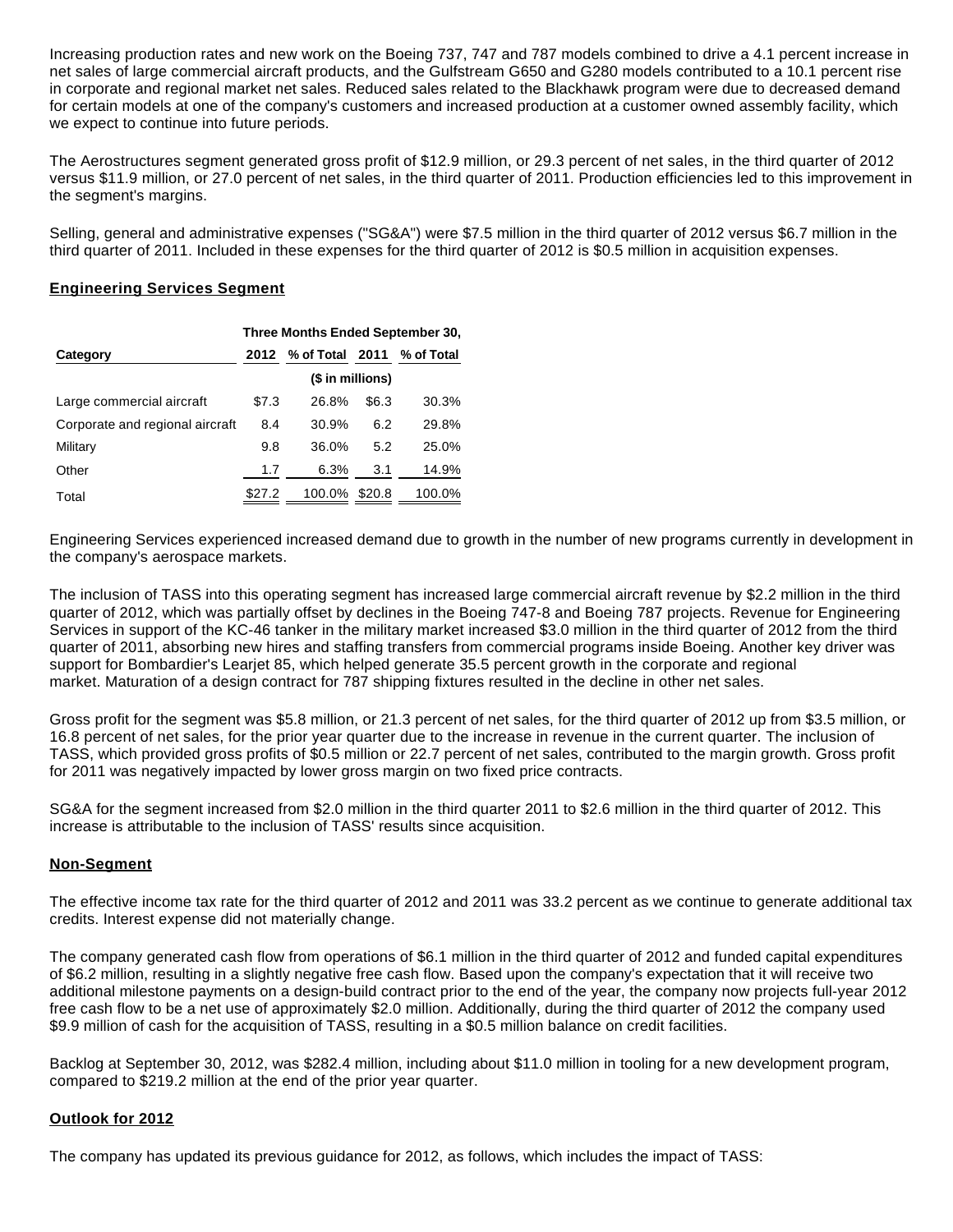Increasing production rates and new work on the Boeing 737, 747 and 787 models combined to drive a 4.1 percent increase in net sales of large commercial aircraft products, and the Gulfstream G650 and G280 models contributed to a 10.1 percent rise in corporate and regional market net sales. Reduced sales related to the Blackhawk program were due to decreased demand for certain models at one of the company's customers and increased production at a customer owned assembly facility, which we expect to continue into future periods.

The Aerostructures segment generated gross profit of $12.9 million, or 29.3 percent of net sales, in the third quarter of 2012 versus $11.9 million, or 27.0 percent of net sales, in the third quarter of 2011. Production efficiencies led to this improvement in the segment's margins.

Selling, general and administrative expenses ("SG&A") were $7.5 million in the third quarter of 2012 versus $6.7 million in the third quarter of 2011. Included in these expenses for the third quarter of 2012 is $0.5 million in acquisition expenses.

## Engineering Services Segment

| | Three Months Ended September 30, | | | |
|---|---|---|---|---|
| **Category** | **2012** | **% of Total** | **2011** | **% of Total** |
| | ($ in millions) | | | |
| Large commercial aircraft | $7.3 | 26.8% | $6.3 | 30.3% |
| Corporate and regional aircraft | 8.4 | 30.9% | 6.2 | 29.8% |
| Military | 9.8 | 36.0% | 5.2 | 25.0% |
| Other | 1.7 | 6.3% | 3.1 | 14.9% |
| Total | $27.2 | 100.0% | $20.8 | 100.0% |

Engineering Services experienced increased demand due to growth in the number of new programs currently in development in the company's aerospace markets.

The inclusion of TASS into this operating segment has increased large commercial aircraft revenue by $2.2 million in the third quarter of 2012, which was partially offset by declines in the Boeing 747-8 and Boeing 787 projects. Revenue for Engineering Services in support of the KC-46 tanker in the military market increased $3.0 million in the third quarter of 2012 from the third quarter of 2011, absorbing new hires and staffing transfers from commercial programs inside Boeing. Another key driver was support for Bombardier's Learjet 85, which helped generate 35.5 percent growth in the corporate and regional market. Maturation of a design contract for 787 shipping fixtures resulted in the decline in other net sales.

Gross profit for the segment was $5.8 million, or 21.3 percent of net sales, for the third quarter of 2012 up from $3.5 million, or 16.8 percent of net sales, for the prior year quarter due to the increase in revenue in the current quarter. The inclusion of TASS, which provided gross profits of $0.5 million or 22.7 percent of net sales, contributed to the margin growth. Gross profit for 2011 was negatively impacted by lower gross margin on two fixed price contracts.

SG&A for the segment increased from $2.0 million in the third quarter 2011 to $2.6 million in the third quarter of 2012. This increase is attributable to the inclusion of TASS' results since acquisition.

## Non-Segment

The effective income tax rate for the third quarter of 2012 and 2011 was 33.2 percent as we continue to generate additional tax credits. Interest expense did not materially change.

The company generated cash flow from operations of $6.1 million in the third quarter of 2012 and funded capital expenditures of $6.2 million, resulting in a slightly negative free cash flow. Based upon the company's expectation that it will receive two additional milestone payments on a design-build contract prior to the end of the year, the company now projects full-year 2012 free cash flow to be a net use of approximately $2.0 million. Additionally, during the third quarter of 2012 the company used $9.9 million of cash for the acquisition of TASS, resulting in a $0.5 million balance on credit facilities.

Backlog at September 30, 2012, was $282.4 million, including about $11.0 million in tooling for a new development program, compared to $219.2 million at the end of the prior year quarter.

## Outlook for 2012

The company has updated its previous guidance for 2012, as follows, which includes the impact of TASS: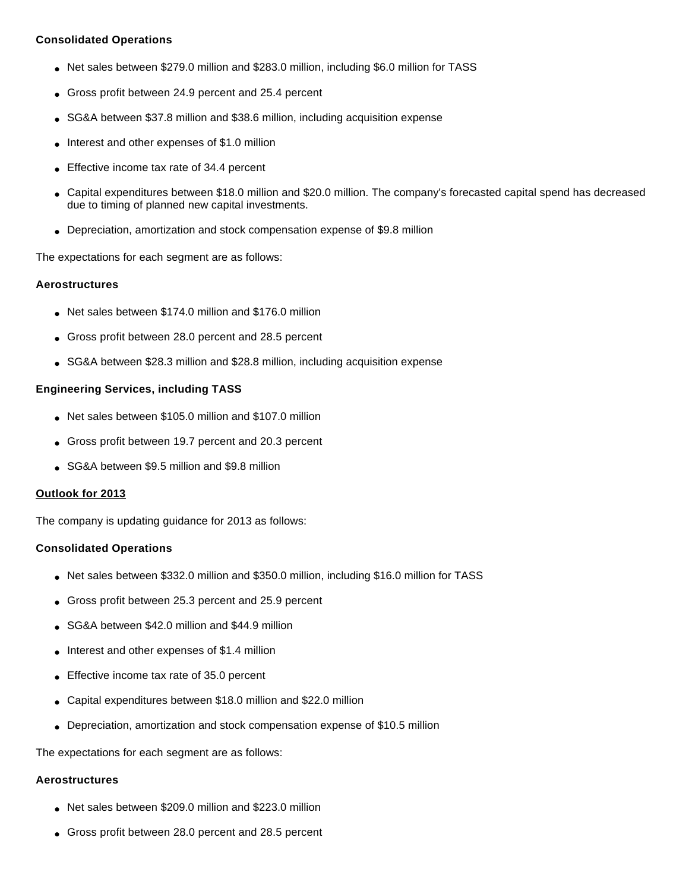**Consolidated Operations**

- Net sales between $279.0 million and $283.0 million, including $6.0 million for TASS
- Gross profit between 24.9 percent and 25.4 percent
- SG&A between $37.8 million and $38.6 million, including acquisition expense
- Interest and other expenses of $1.0 million
- Effective income tax rate of 34.4 percent
- Capital expenditures between $18.0 million and $20.0 million. The company's forecasted capital spend has decreased due to timing of planned new capital investments.
- Depreciation, amortization and stock compensation expense of $9.8 million

The expectations for each segment are as follows:

**Aerostructures**

- Net sales between $174.0 million and $176.0 million
- Gross profit between 28.0 percent and 28.5 percent
- SG&A between $28.3 million and $28.8 million, including acquisition expense

**Engineering Services, including TASS**

- Net sales between $105.0 million and $107.0 million
- Gross profit between 19.7 percent and 20.3 percent
- SG&A between $9.5 million and $9.8 million

**Outlook for 2013**

The company is updating guidance for 2013 as follows:

**Consolidated Operations**

- Net sales between $332.0 million and $350.0 million, including $16.0 million for TASS
- Gross profit between 25.3 percent and 25.9 percent
- SG&A between $42.0 million and $44.9 million
- Interest and other expenses of $1.4 million
- Effective income tax rate of 35.0 percent
- Capital expenditures between $18.0 million and $22.0 million
- Depreciation, amortization and stock compensation expense of $10.5 million

The expectations for each segment are as follows:

**Aerostructures**

- Net sales between $209.0 million and $223.0 million
- Gross profit between 28.0 percent and 28.5 percent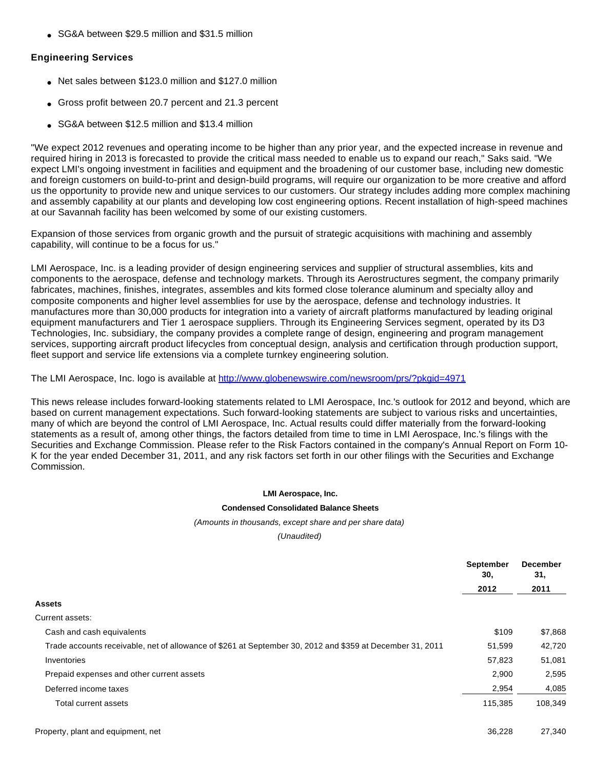- SG&A between $29.5 million and $31.5 million

**Engineering Services**

- Net sales between $123.0 million and $127.0 million
- Gross profit between 20.7 percent and 21.3 percent
- SG&A between $12.5 million and $13.4 million

"We expect 2012 revenues and operating income to be higher than any prior year, and the expected increase in revenue and required hiring in 2013 is forecasted to provide the critical mass needed to enable us to expand our reach," Saks said. "We expect LMI's ongoing investment in facilities and equipment and the broadening of our customer base, including new domestic and foreign customers on build-to-print and design-build programs, will require our organization to be more creative and afford us the opportunity to provide new and unique services to our customers. Our strategy includes adding more complex machining and assembly capability at our plants and developing low cost engineering options. Recent installation of high-speed machines at our Savannah facility has been welcomed by some of our existing customers.

Expansion of those services from organic growth and the pursuit of strategic acquisitions with machining and assembly capability, will continue to be a focus for us."

LMI Aerospace, Inc. is a leading provider of design engineering services and supplier of structural assemblies, kits and components to the aerospace, defense and technology markets. Through its Aerostructures segment, the company primarily fabricates, machines, finishes, integrates, assembles and kits formed close tolerance aluminum and specialty alloy and composite components and higher level assemblies for use by the aerospace, defense and technology industries. It manufactures more than 30,000 products for integration into a variety of aircraft platforms manufactured by leading original equipment manufacturers and Tier 1 aerospace suppliers. Through its Engineering Services segment, operated by its D3 Technologies, Inc. subsidiary, the company provides a complete range of design, engineering and program management services, supporting aircraft product lifecycles from conceptual design, analysis and certification through production support, fleet support and service life extensions via a complete turnkey engineering solution.

The LMI Aerospace, Inc. logo is available at http://www.globenewswire.com/newsroom/prs/?pkgid=4971

This news release includes forward-looking statements related to LMI Aerospace, Inc.'s outlook for 2012 and beyond, which are based on current management expectations. Such forward-looking statements are subject to various risks and uncertainties, many of which are beyond the control of LMI Aerospace, Inc. Actual results could differ materially from the forward-looking statements as a result of, among other things, the factors detailed from time to time in LMI Aerospace, Inc.'s filings with the Securities and Exchange Commission. Please refer to the Risk Factors contained in the company's Annual Report on Form 10-K for the year ended December 31, 2011, and any risk factors set forth in our other filings with the Securities and Exchange Commission.

**LMI Aerospace, Inc.**

**Condensed Consolidated Balance Sheets**

*(Amounts in thousands, except share and per share data)*

*(Unaudited)*

| | September 30, 2012 | December 31, 2011 |
|---|---|---|
| **Assets** | | |
| Current assets: | | |
| Cash and cash equivalents | $109 | $7,868 |
| Trade accounts receivable, net of allowance of $261 at September 30, 2012 and $359 at December 31, 2011 | 51,599 | 42,720 |
| Inventories | 57,823 | 51,081 |
| Prepaid expenses and other current assets | 2,900 | 2,595 |
| Deferred income taxes | 2,954 | 4,085 |
| Total current assets | 115,385 | 108,349 |
| | | |
| Property, plant and equipment, net | 36,228 | 27,340 |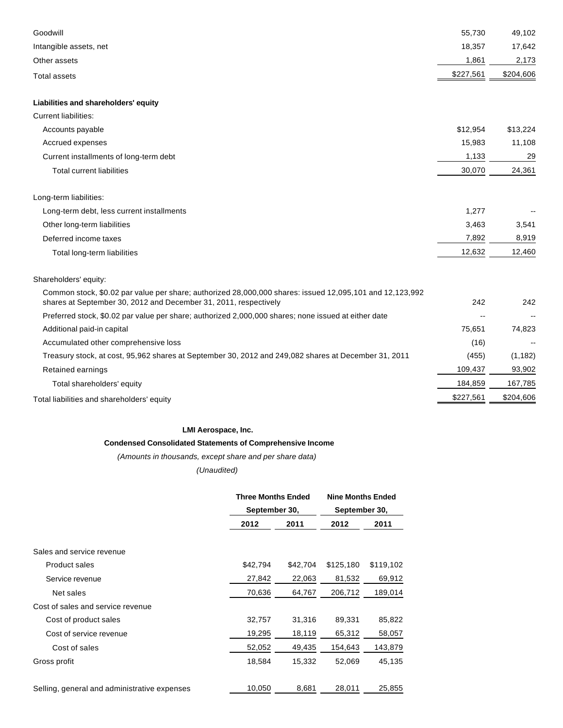| | | |
|---|---|---|
| Goodwill | 55,730 | 49,102 |
| Intangible assets, net | 18,357 | 17,642 |
| Other assets | 1,861 | 2,173 |
| Total assets | $227,561 | $204,606 |
| | | |
| **Liabilities and shareholders' equity** | | |
| Current liabilities: | | |
| Accounts payable | $12,954 | $13,224 |
| Accrued expenses | 15,983 | 11,108 |
| Current installments of long-term debt | 1,133 | 29 |
| Total current liabilities | 30,070 | 24,361 |
| | | |
| Long-term liabilities: | | |
| Long-term debt, less current installments | 1,277 | -- |
| Other long-term liabilities | 3,463 | 3,541 |
| Deferred income taxes | 7,892 | 8,919 |
| Total long-term liabilities | 12,632 | 12,460 |
| | | |
| Shareholders' equity: | | |
| Common stock, $0.02 par value per share; authorized 28,000,000 shares: issued 12,095,101 and 12,123,992 shares at September 30, 2012 and December 31, 2011, respectively | 242 | 242 |
| Preferred stock, $0.02 par value per share; authorized 2,000,000 shares; none issued at either date | -- | -- |
| Additional paid-in capital | 75,651 | 74,823 |
| Accumulated other comprehensive loss | (16) | -- |
| Treasury stock, at cost, 95,962 shares at September 30, 2012 and 249,082 shares at December 31, 2011 | (455) | (1,182) |
| Retained earnings | 109,437 | 93,902 |
| Total shareholders' equity | 184,859 | 167,785 |
| Total liabilities and shareholders' equity | $227,561 | $204,606 |

**LMI Aerospace, Inc.**

**Condensed Consolidated Statements of Comprehensive Income**

*(Amounts in thousands, except share and per share data)*

*(Unaudited)*

| | Three Months Ended September 30, | | Nine Months Ended September 30, | |
|---|---|---|---|---|
| | 2012 | 2011 | 2012 | 2011 |
| Sales and service revenue | | | | |
| Product sales | $42,794 | $42,704 | $125,180 | $119,102 |
| Service revenue | 27,842 | 22,063 | 81,532 | 69,912 |
| Net sales | 70,636 | 64,767 | 206,712 | 189,014 |
| Cost of sales and service revenue | | | | |
| Cost of product sales | 32,757 | 31,316 | 89,331 | 85,822 |
| Cost of service revenue | 19,295 | 18,119 | 65,312 | 58,057 |
| Cost of sales | 52,052 | 49,435 | 154,643 | 143,879 |
| Gross profit | 18,584 | 15,332 | 52,069 | 45,135 |
| | | | | |
| Selling, general and administrative expenses | 10,050 | 8,681 | 28,011 | 25,855 |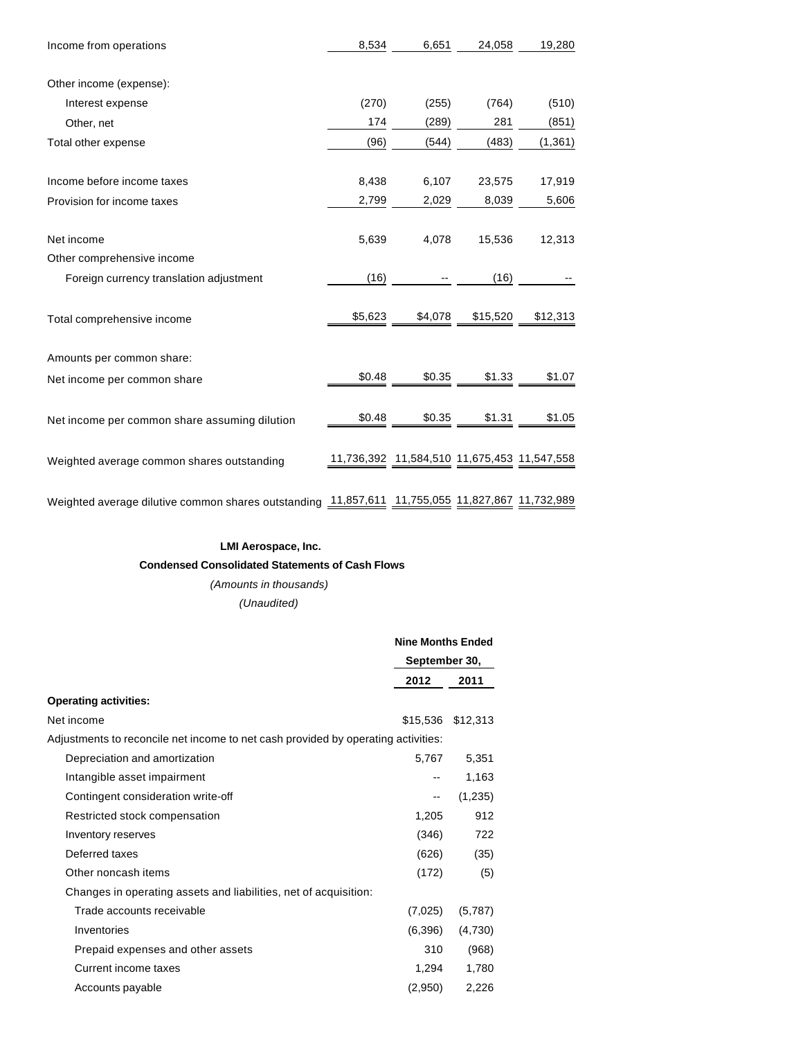| | | | | |
|---|---|---|---|---|
| Income from operations | 8,534 | 6,651 | 24,058 | 19,280 |
| Other income (expense): | | | | |
| Interest expense | (270) | (255) | (764) | (510) |
| Other, net | 174 | (289) | 281 | (851) |
| Total other expense | (96) | (544) | (483) | (1,361) |
| Income before income taxes | 8,438 | 6,107 | 23,575 | 17,919 |
| Provision for income taxes | 2,799 | 2,029 | 8,039 | 5,606 |
| Net income | 5,639 | 4,078 | 15,536 | 12,313 |
| Other comprehensive income | | | | |
| Foreign currency translation adjustment | (16) | -- | (16) | -- |
| Total comprehensive income | $5,623 | $4,078 | $15,520 | $12,313 |
| Amounts per common share: | | | | |
| Net income per common share | $0.48 | $0.35 | $1.33 | $1.07 |
| Net income per common share assuming dilution | $0.48 | $0.35 | $1.31 | $1.05 |
| Weighted average common shares outstanding | 11,736,392 | 11,584,510 | 11,675,453 | 11,547,558 |
| Weighted average dilutive common shares outstanding | 11,857,611 | 11,755,055 | 11,827,867 | 11,732,989 |

**LMI Aerospace, Inc.**

**Condensed Consolidated Statements of Cash Flows**

*(Amounts in thousands)*

*(Unaudited)*

| | Nine Months Ended September 30, | |
|---|---|---|
| | **2012** | **2011** |
| **Operating activities:** | | |
| Net income | $15,536 | $12,313 |
| Adjustments to reconcile net income to net cash provided by operating activities: | | |
| Depreciation and amortization | 5,767 | 5,351 |
| Intangible asset impairment | -- | 1,163 |
| Contingent consideration write-off | -- | (1,235) |
| Restricted stock compensation | 1,205 | 912 |
| Inventory reserves | (346) | 722 |
| Deferred taxes | (626) | (35) |
| Other noncash items | (172) | (5) |
| Changes in operating assets and liabilities, net of acquisition: | | |
| Trade accounts receivable | (7,025) | (5,787) |
| Inventories | (6,396) | (4,730) |
| Prepaid expenses and other assets | 310 | (968) |
| Current income taxes | 1,294 | 1,780 |
| Accounts payable | (2,950) | 2,226 |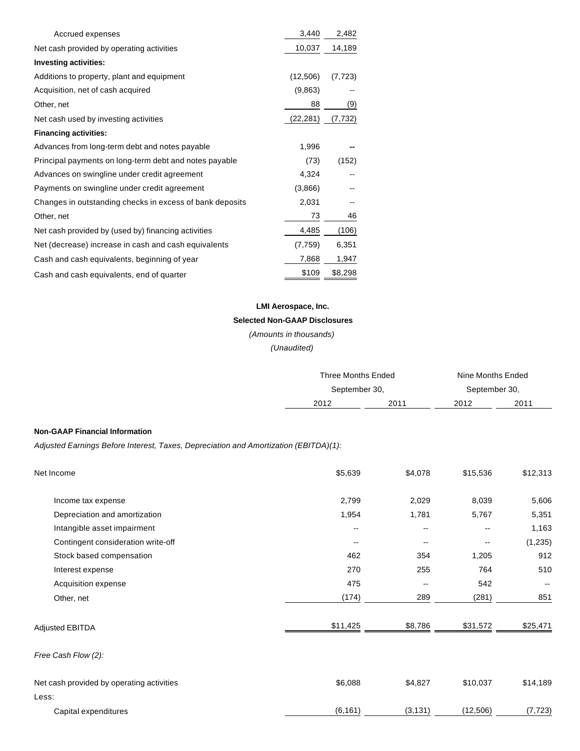| | | |
|---|---|---|
| Accrued expenses | 3,440 | 2,482 |
| Net cash provided by operating activities | 10,037 | 14,189 |
| **Investing activities:** | | |
| Additions to property, plant and equipment | (12,506) | (7,723) |
| Acquisition, net of cash acquired | (9,863) | -- |
| Other, net | 88 | (9) |
| Net cash used by investing activities | (22,281) | (7,732) |
| **Financing activities:** | | |
| Advances from long-term debt and notes payable | 1,996 | -- |
| Principal payments on long-term debt and notes payable | (73) | (152) |
| Advances on swingline under credit agreement | 4,324 | -- |
| Payments on swingline under credit agreement | (3,866) | -- |
| Changes in outstanding checks in excess of bank deposits | 2,031 | -- |
| Other, net | 73 | 46 |
| Net cash provided by (used by) financing activities | 4,485 | (106) |
| Net (decrease) increase in cash and cash equivalents | (7,759) | 6,351 |
| Cash and cash equivalents, beginning of year | 7,868 | 1,947 |
| Cash and cash equivalents, end of quarter | $109 | $8,298 |

**LMI Aerospace, Inc.**

**Selected Non-GAAP Disclosures**

*(Amounts in thousands)*

*(Unaudited)*

| | Three Months Ended September 30, | | Nine Months Ended September 30, | |
|---|---|---|---|---|
| | 2012 | 2011 | 2012 | 2011 |
| **Non-GAAP Financial Information** | | | | |
| *Adjusted Earnings Before Interest, Taxes, Depreciation and Amortization (EBITDA)(1):* | | | | |
| Net Income | $5,639 | $4,078 | $15,536 | $12,313 |
| Income tax expense | 2,799 | 2,029 | 8,039 | 5,606 |
| Depreciation and amortization | 1,954 | 1,781 | 5,767 | 5,351 |
| Intangible asset impairment | -- | -- | -- | 1,163 |
| Contingent consideration write-off | -- | -- | -- | (1,235) |
| Stock based compensation | 462 | 354 | 1,205 | 912 |
| Interest expense | 270 | 255 | 764 | 510 |
| Acquisition expense | 475 | -- | 542 | -- |
| Other, net | (174) | 289 | (281) | 851 |
| Adjusted EBITDA | $11,425 | $8,786 | $31,572 | $25,471 |
| *Free Cash Flow (2):* | | | | |
| Net cash provided by operating activities | $6,088 | $4,827 | $10,037 | $14,189 |
| Less: | | | | |
| Capital expenditures | (6,161) | (3,131) | (12,506) | (7,723) |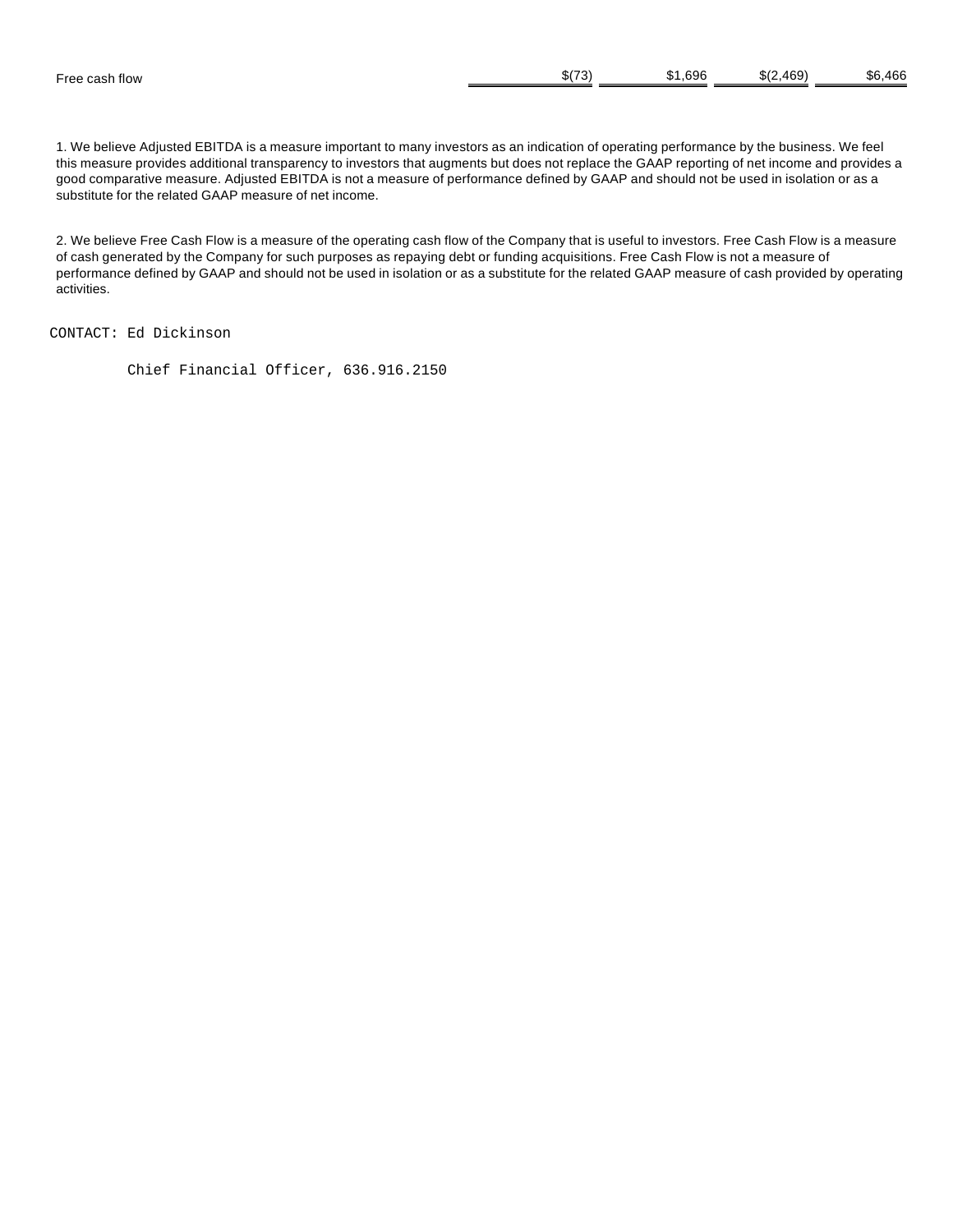| | | | | |
|---|---|---|---|---|
| Free cash flow | $(73) | $1,696 | $(2,469) | $6,466 |

1. We believe Adjusted EBITDA is a measure important to many investors as an indication of operating performance by the business. We feel this measure provides additional transparency to investors that augments but does not replace the GAAP reporting of net income and provides a good comparative measure. Adjusted EBITDA is not a measure of performance defined by GAAP and should not be used in isolation or as a substitute for the related GAAP measure of net income.

2. We believe Free Cash Flow is a measure of the operating cash flow of the Company that is useful to investors. Free Cash Flow is a measure of cash generated by the Company for such purposes as repaying debt or funding acquisitions. Free Cash Flow is not a measure of performance defined by GAAP and should not be used in isolation or as a substitute for the related GAAP measure of cash provided by operating activities.

CONTACT: Ed Dickinson

Chief Financial Officer, 636.916.2150